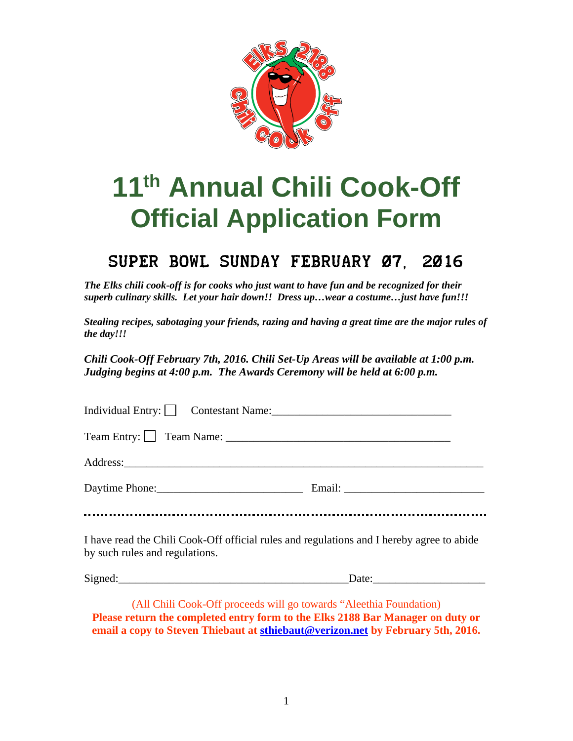# 11th Annual Chili Cook-Off
# Official Application Form

## SUPER BOWL SUNDAY FEBRUARY 07, 2016

***The Elks chili cook-off is for cooks who just want to have fun and be recognized for their superb culinary skills. Let your hair down!! Dress up…wear a costume…just have fun!!!***

***Stealing recipes, sabotaging your friends, razing and having a great time are the major rules of the day!!!***

***Chili Cook-Off February 7th, 2016. Chili Set-Up Areas will be available at 1:00 p.m. Judging begins at 4:00 p.m. The Awards Ceremony will be held at 6:00 p.m.***

Individual Entry: ☐ Contestant Name:_______________________________

Team Entry: ☐ Team Name: _______________________________________

Address:_______________________________________________________________

Daytime Phone:_________________________ Email: ________________________

........................................................................................................................................

I have read the Chili Cook-Off official rules and regulations and I hereby agree to abide by such rules and regulations.

Signed:________________________________________Date:___________________

(All Chili Cook-Off proceeds will go towards "Aleethia Foundation)

**Please return the completed entry form to the Elks 2188 Bar Manager on duty or email a copy to Steven Thiebaut at sthiebaut@verizon.net by February 5th, 2016.**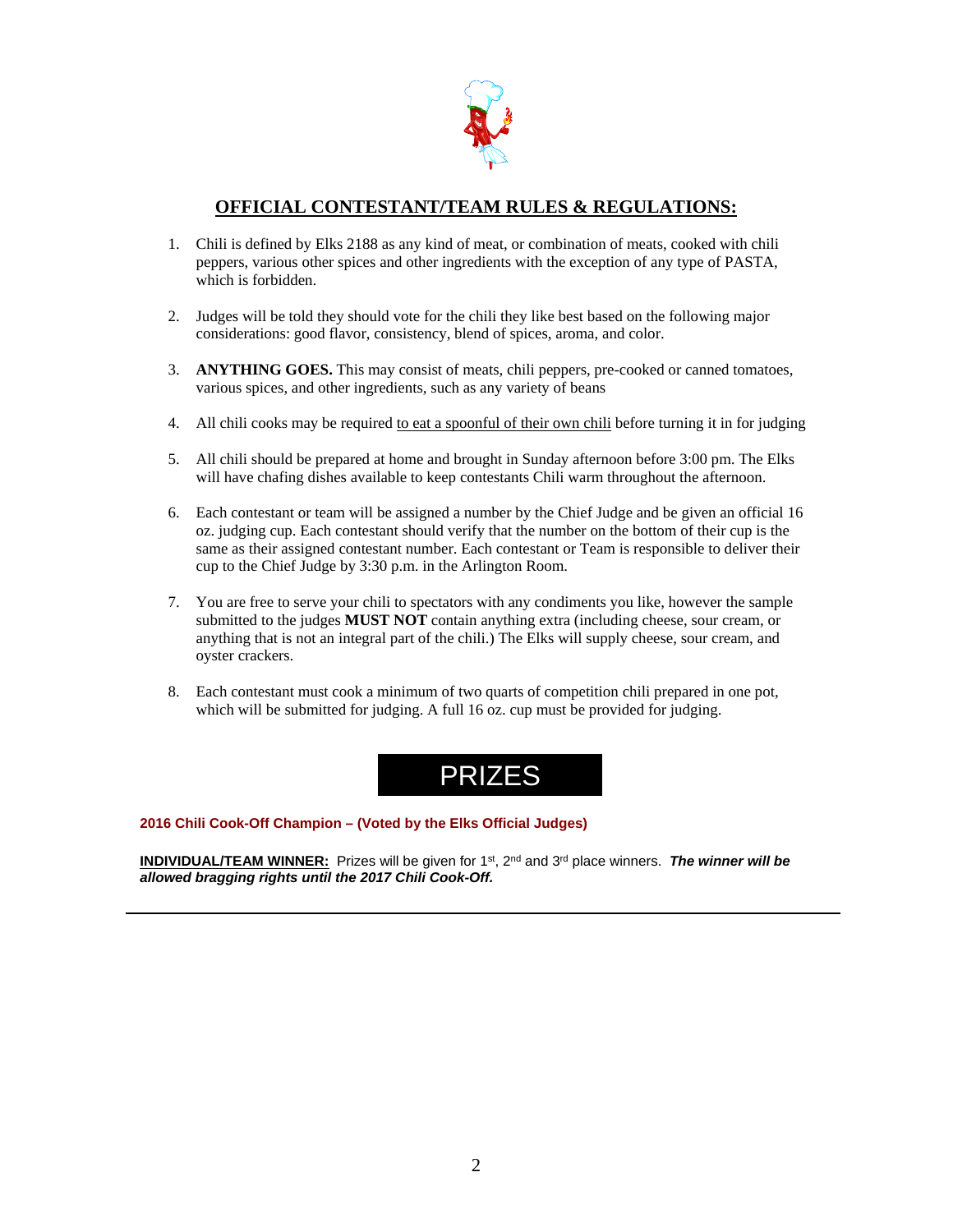## OFFICIAL CONTESTANT/TEAM RULES & REGULATIONS:

1. Chili is defined by Elks 2188 as any kind of meat, or combination of meats, cooked with chili peppers, various other spices and other ingredients with the exception of any type of PASTA, which is forbidden.

2. Judges will be told they should vote for the chili they like best based on the following major considerations: good flavor, consistency, blend of spices, aroma, and color.

3. **ANYTHING GOES.** This may consist of meats, chili peppers, pre-cooked or canned tomatoes, various spices, and other ingredients, such as any variety of beans

4. All chili cooks may be required to eat a spoonful of their own chili before turning it in for judging

5. All chili should be prepared at home and brought in Sunday afternoon before 3:00 pm. The Elks will have chafing dishes available to keep contestants Chili warm throughout the afternoon.

6. Each contestant or team will be assigned a number by the Chief Judge and be given an official 16 oz. judging cup. Each contestant should verify that the number on the bottom of their cup is the same as their assigned contestant number. Each contestant or Team is responsible to deliver their cup to the Chief Judge by 3:30 p.m. in the Arlington Room.

7. You are free to serve your chili to spectators with any condiments you like, however the sample submitted to the judges **MUST NOT** contain anything extra (including cheese, sour cream, or anything that is not an integral part of the chili.) The Elks will supply cheese, sour cream, and oyster crackers.

8. Each contestant must cook a minimum of two quarts of competition chili prepared in one pot, which will be submitted for judging. A full 16 oz. cup must be provided for judging.

## PRIZES

**2016 Chili Cook-Off Champion – (Voted by the Elks Official Judges)**

**INDIVIDUAL/TEAM WINNER:** Prizes will be given for 1st, 2nd and 3rd place winners. ***The winner will be allowed bragging rights until the 2017 Chili Cook-Off.***